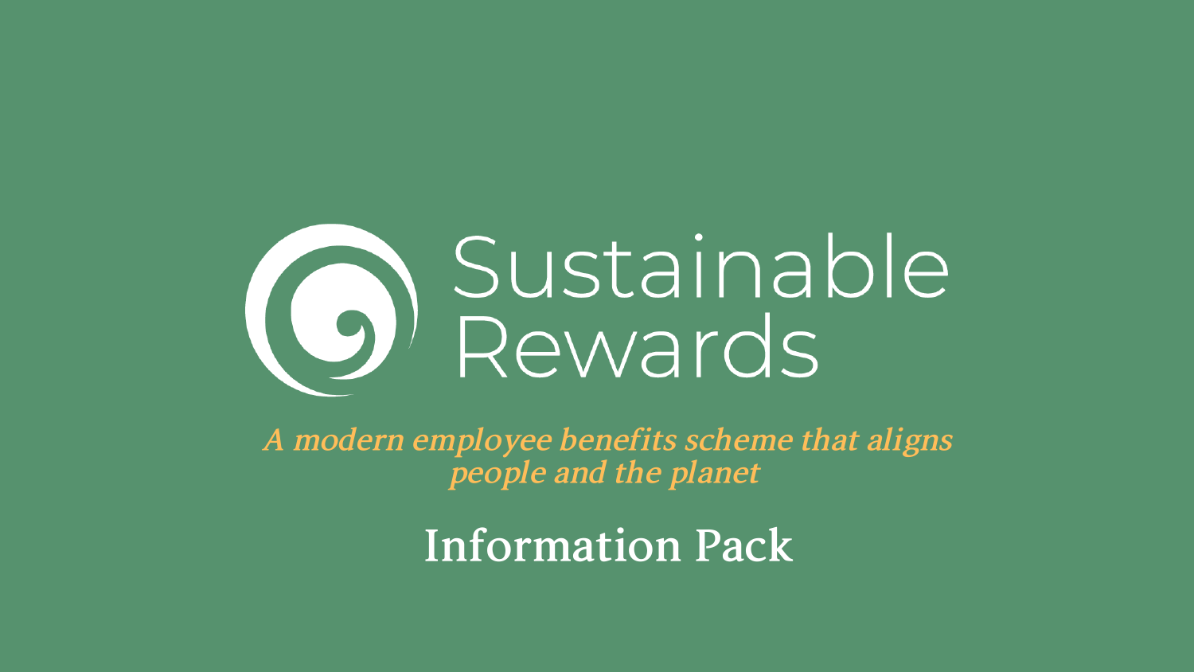# Sustainable Rewards

*A modern employee benefits scheme that aligns people and the planet*

## Information Pack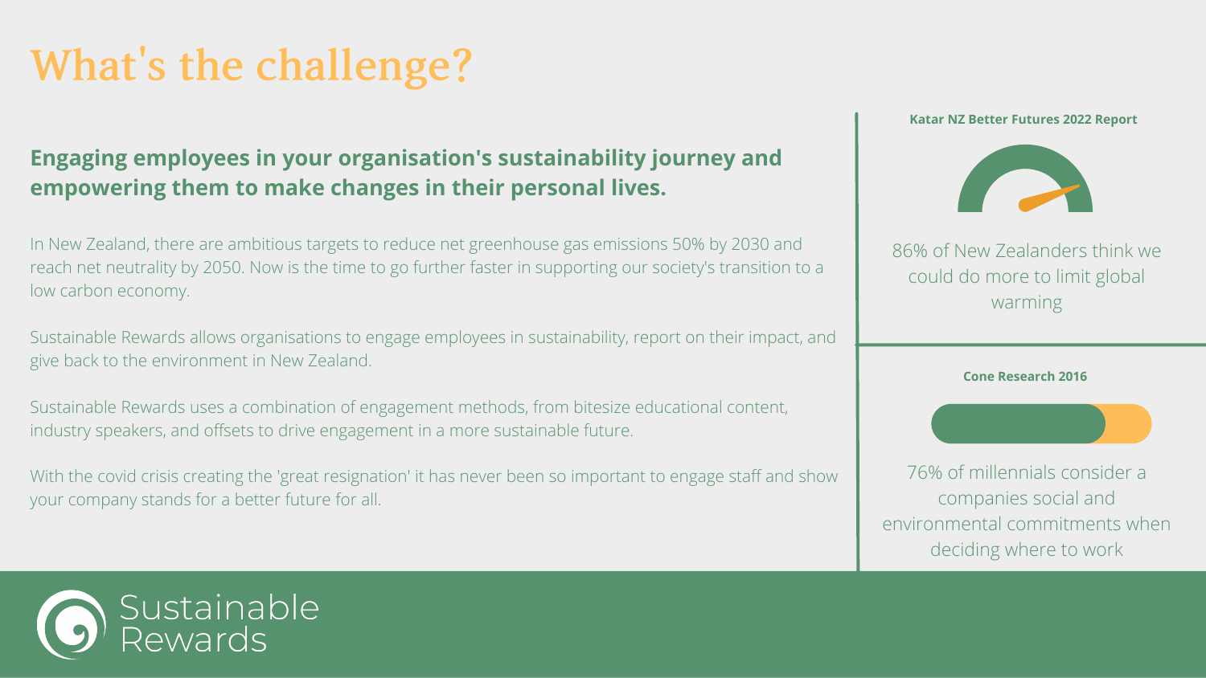# What's the challenge?

## Engaging employees in your organisation's sustainability journey and empowering them to make changes in their personal lives.

In New Zealand, there are ambitious targets to reduce net greenhouse gas emissions 50% by 2030 and reach net neutrality by 2050. Now is the time to go further faster in supporting our society's transition to a low carbon economy.

Sustainable Rewards allows organisations to engage employees in sustainability, report on their impact, and give back to the environment in New Zealand.

Sustainable Rewards uses a combination of engagement methods, from bitesize educational content, industry speakers, and offsets to drive engagement in a more sustainable future.

With the covid crisis creating the 'great resignation' it has never been so important to engage staff and show your company stands for a better future for all.

**Katar NZ Better Futures 2022 Report**

86% of New Zealanders think we could do more to limit global warming

**Cone Research 2016**

76% of millennials consider a companies social and environmental commitments when deciding where to work

Sustainable Rewards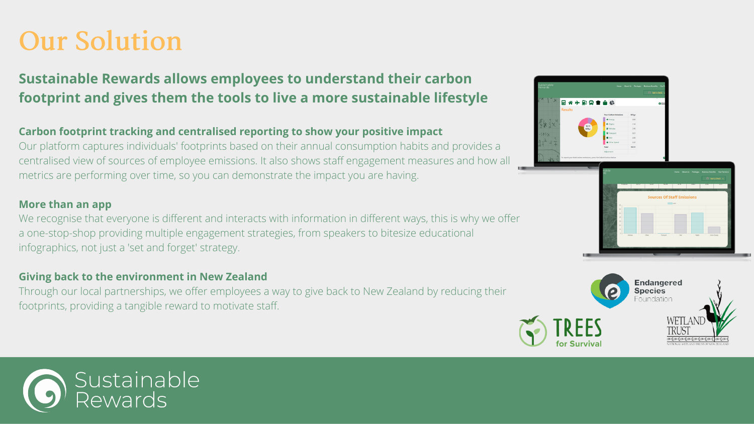# Our Solution

## Sustainable Rewards allows employees to understand their carbon footprint and gives them the tools to live a more sustainable lifestyle

### Carbon footprint tracking and centralised reporting to show your positive impact

Our platform captures individuals' footprints based on their annual consumption habits and provides a centralised view of sources of employee emissions. It also shows staff engagement measures and how all metrics are performing over time, so you can demonstrate the impact you are having.

### More than an app

We recognise that everyone is different and interacts with information in different ways, this is why we offer a one-stop-shop providing multiple engagement strategies, from speakers to bitesize educational infographics, not just a 'set and forget' strategy.

### Giving back to the environment in New Zealand

Through our local partnerships, we offer employees a way to give back to New Zealand by reducing their footprints, providing a tangible reward to motivate staff.

Endangered Species Foundation

TREES for Survival

WETLAND TRUST

Sustainable Rewards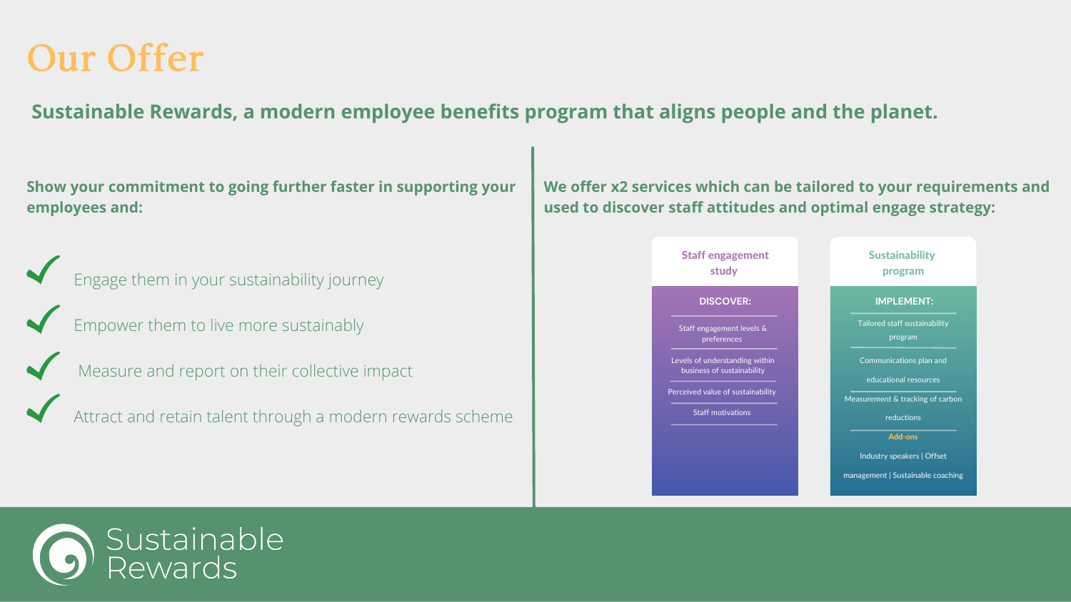# Our Offer

**Sustainable Rewards, a modern employee benefits program that aligns people and the planet.**

**Show your commitment to going further faster in supporting your employees and:**

- ✔ Engage them in your sustainability journey
- ✔ Empower them to live more sustainably
- ✔ Measure and report on their collective impact
- ✔ Attract and retain talent through a modern rewards scheme

**We offer x2 services which can be tailored to your requirements and used to discover staff attitudes and optimal engage strategy:**

### Staff engagement study

**DISCOVER:**

- Staff engagement levels & preferences
- Levels of understanding within business of sustainability
- Perceived value of sustainability
- Staff motivations

### Sustainability program

**IMPLEMENT:**

- Tailored staff sustainability program
- Communications plan and educational resources
- Measurement & tracking of carbon reductions

**Add-ons**

Industry speakers | Offset management | Sustainable coaching

Sustainable Rewards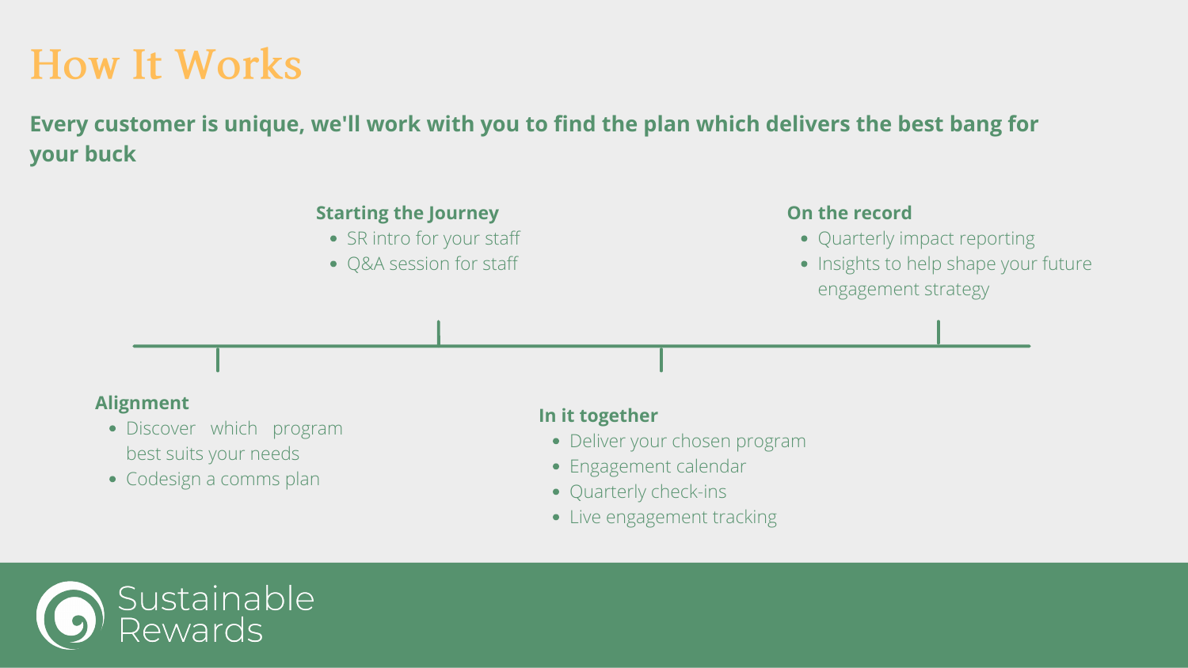# How It Works

**Every customer is unique, we'll work with you to find the plan which delivers the best bang for your buck**

### Alignment

- Discover which program best suits your needs
- Codesign a comms plan

### Starting the Journey

- SR intro for your staff
- Q&A session for staff

### In it together

- Deliver your chosen program
- Engagement calendar
- Quarterly check-ins
- Live engagement tracking

### On the record

- Quarterly impact reporting
- Insights to help shape your future engagement strategy

Sustainable Rewards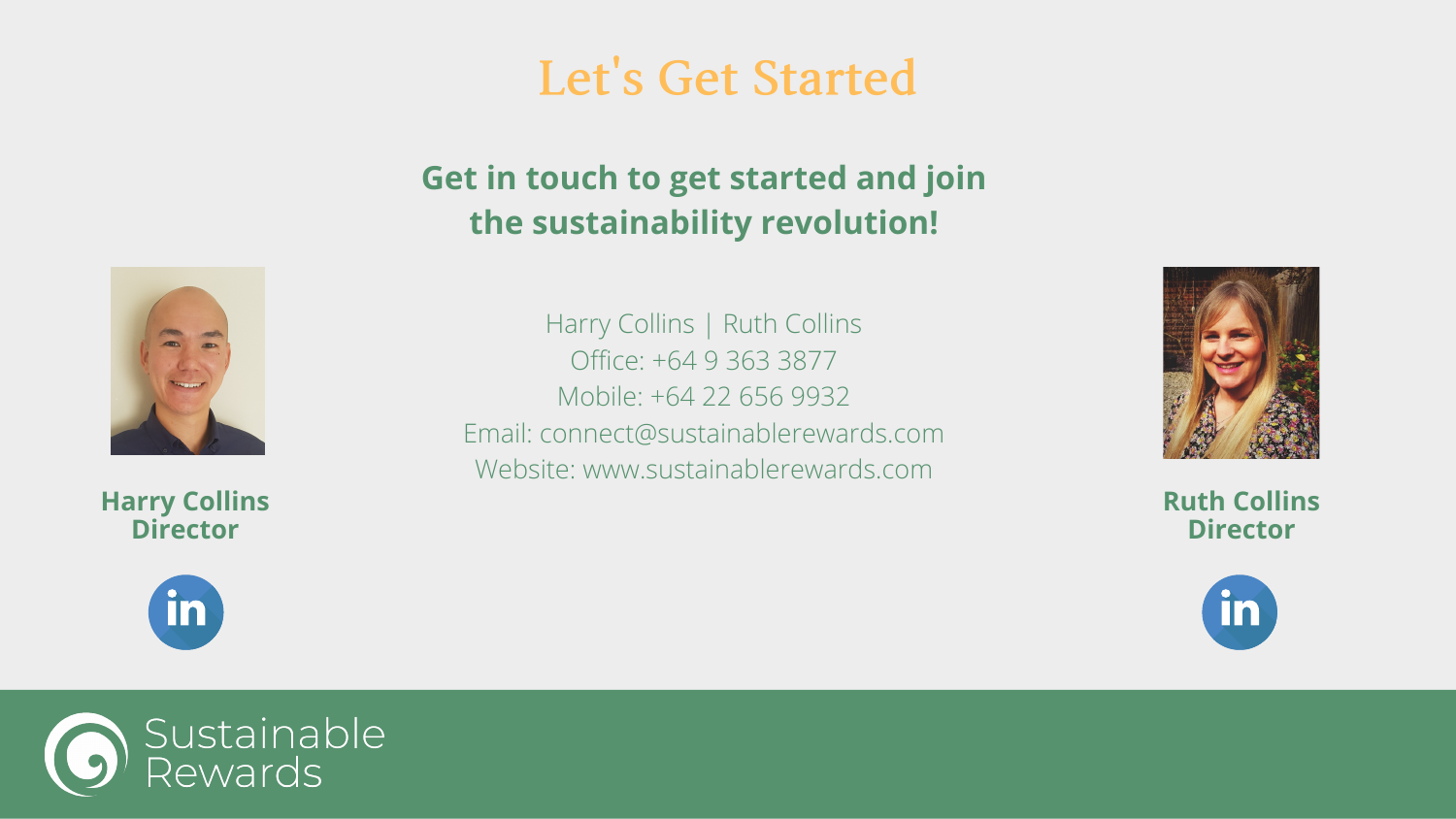# Let's Get Started

**Get in touch to get started and join the sustainability revolution!**

Harry Collins | Ruth Collins
Office: +64 9 363 3877
Mobile: +64 22 656 9932
Email: connect@sustainablerewards.com
Website: www.sustainablerewards.com

**Harry Collins**
**Director**

**Ruth Collins**
**Director**

Sustainable Rewards